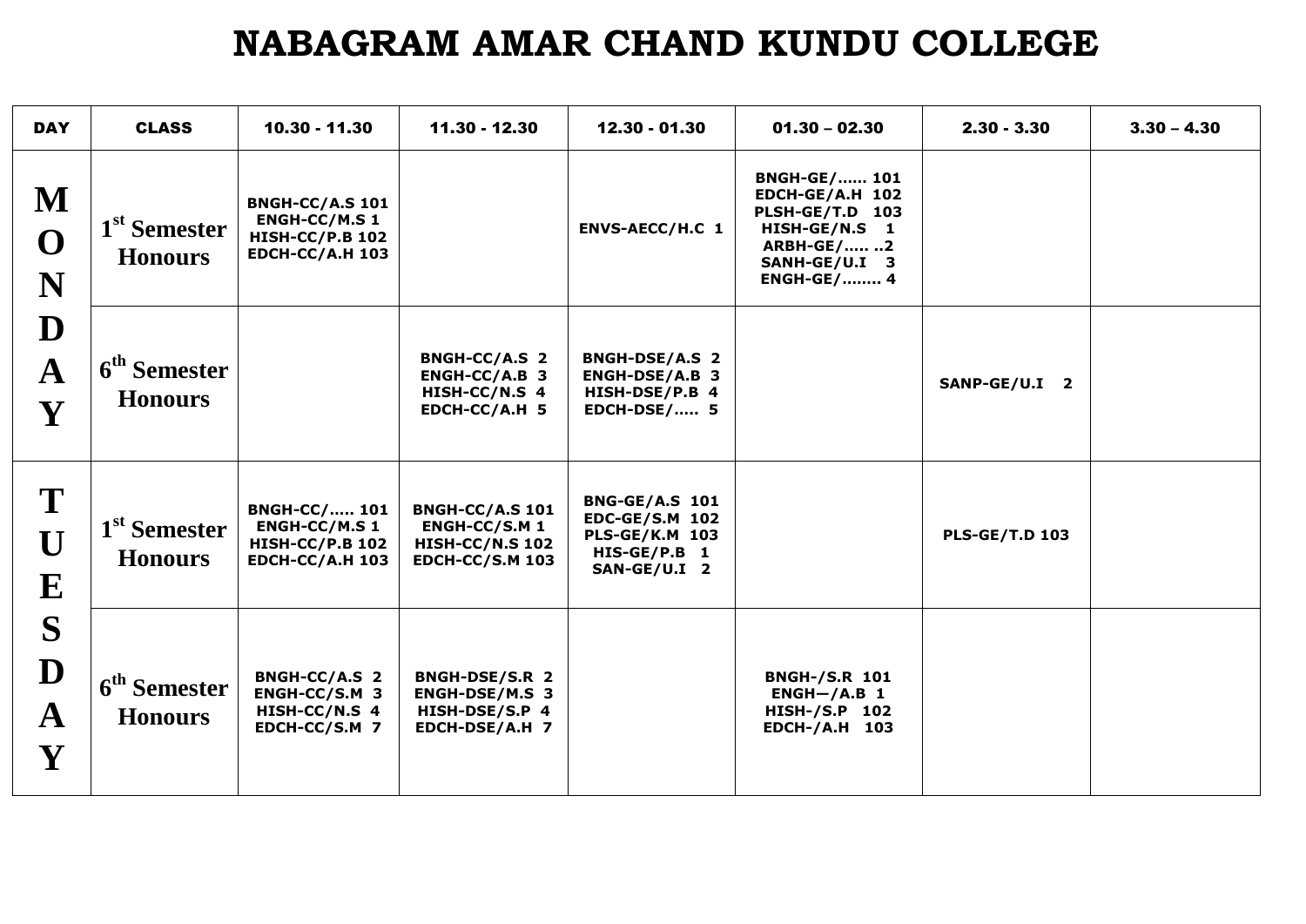# NABAGRAM AMAR CHAND KUNDU COLLEGE

| DAY | CLASS | 10.30 - 11.30 | 11.30 - 12.30 | 12.30 - 01.30 | 01.30 – 02.30 | 2.30 - 3.30 | 3.30 – 4.30 |
|---|---|---|---|---|---|---|---|
| MONDAY | 1st Semester Honours | BNGH-CC/A.S 101<br>ENGH-CC/M.S 1<br>HISH-CC/P.B 102<br>EDCH-CC/A.H 103 | | ENVS-AECC/H.C 1 | BNGH-GE/...... 101<br>EDCH-GE/A.H 102<br>PLSH-GE/T.D 103<br>HISH-GE/N.S 1<br>ARBH-GE/..... ..2<br>SANH-GE/U.I 3<br>ENGH-GE/........ 4 | | |
| | 6th Semester Honours | | BNGH-CC/A.S 2<br>ENGH-CC/A.B 3<br>HISH-CC/N.S 4<br>EDCH-CC/A.H 5 | BNGH-DSE/A.S 2<br>ENGH-DSE/A.B 3<br>HISH-DSE/P.B 4<br>EDCH-DSE/..... 5 | | SANP-GE/U.I 2 | |
| TUESDAY | 1st Semester Honours | BNGH-CC/..... 101<br>ENGH-CC/M.S 1<br>HISH-CC/P.B 102<br>EDCH-CC/A.H 103 | BNGH-CC/A.S 101<br>ENGH-CC/S.M 1<br>HISH-CC/N.S 102<br>EDCH-CC/S.M 103 | BNG-GE/A.S 101<br>EDC-GE/S.M 102<br>PLS-GE/K.M 103<br>HIS-GE/P.B 1<br>SAN-GE/U.I 2 | | PLS-GE/T.D 103 | |
| | 6th Semester Honours | BNGH-CC/A.S 2<br>ENGH-CC/S.M 3<br>HISH-CC/N.S 4<br>EDCH-CC/S.M 7 | BNGH-DSE/S.R 2<br>ENGH-DSE/M.S 3<br>HISH-DSE/S.P 4<br>EDCH-DSE/A.H 7 | | BNGH-/S.R 101<br>ENGH—/A.B 1<br>HISH-/S.P 102<br>EDCH-/A.H 103 | | |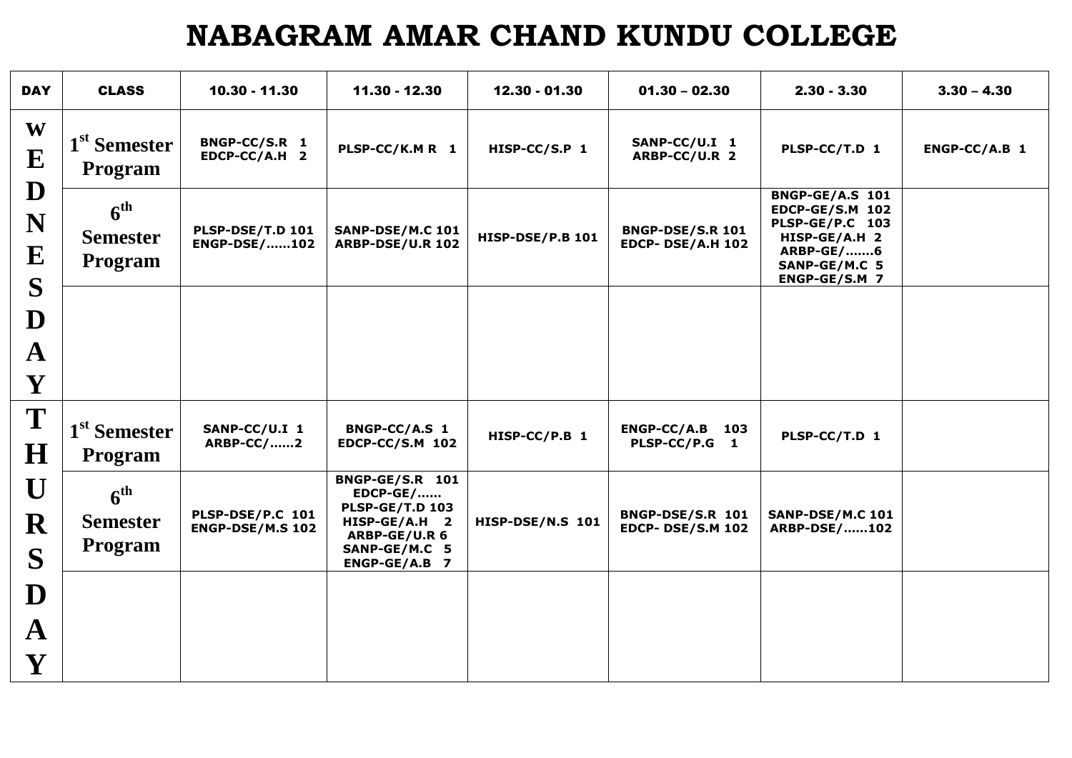# NABAGRAM AMAR CHAND KUNDU COLLEGE

| DAY | CLASS | 10.30 - 11.30 | 11.30 - 12.30 | 12.30 - 01.30 | 01.30 – 02.30 | 2.30 - 3.30 | 3.30 – 4.30 |
|---|---|---|---|---|---|---|---|
| WEDNESDAY | 1st Semester Program | BNGP-CC/S.R 1<br>EDCP-CC/A.H 2 | PLSP-CC/K.M R 1 | HISP-CC/S.P 1 | SANP-CC/U.I 1<br>ARBP-CC/U.R 2 | PLSP-CC/T.D 1 | ENGP-CC/A.B 1 |
| | 6th Semester Program | PLSP-DSE/T.D 101<br>ENGP-DSE/……102 | SANP-DSE/M.C 101<br>ARBP-DSE/U.R 102 | HISP-DSE/P.B 101 | BNGP-DSE/S.R 101<br>EDCP- DSE/A.H 102 | BNGP-GE/A.S 101<br>EDCP-GE/S.M 102<br>PLSP-GE/P.C 103<br>HISP-GE/A.H 2<br>ARBP-GE/…….6<br>SANP-GE/M.C 5<br>ENGP-GE/S.M 7 | |
| | | | | | | | |
| THURSDAY | 1st Semester Program | SANP-CC/U.I 1<br>ARBP-CC/……2 | BNGP-CC/A.S 1<br>EDCP-CC/S.M 102 | HISP-CC/P.B 1 | ENGP-CC/A.B 103<br>PLSP-CC/P.G 1 | PLSP-CC/T.D 1 | |
| | 6th Semester Program | PLSP-DSE/P.C 101<br>ENGP-DSE/M.S 102 | BNGP-GE/S.R 101<br>EDCP-GE/……<br>PLSP-GE/T.D 103<br>HISP-GE/A.H 2<br>ARBP-GE/U.R 6<br>SANP-GE/M.C 5<br>ENGP-GE/A.B 7 | HISP-DSE/N.S 101 | BNGP-DSE/S.R 101<br>EDCP- DSE/S.M 102 | SANP-DSE/M.C 101<br>ARBP-DSE/……102 | |
| | | | | | | | |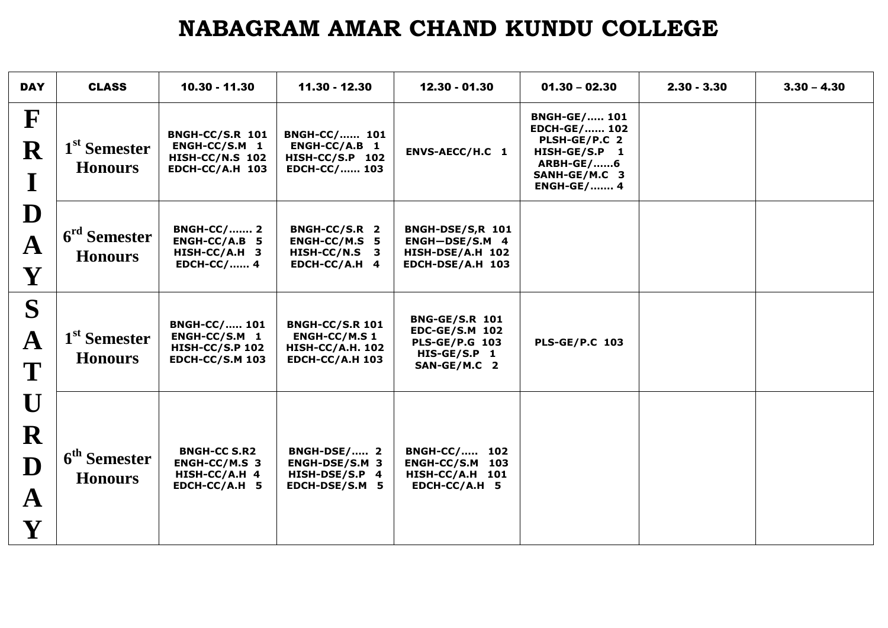# NABAGRAM AMAR CHAND KUNDU COLLEGE

| DAY | CLASS | 10.30 - 11.30 | 11.30 - 12.30 | 12.30 - 01.30 | 01.30 – 02.30 | 2.30 - 3.30 | 3.30 – 4.30 |
|---|---|---|---|---|---|---|---|
| FRIDAY | 1st Semester Honours | BNGH-CC/S.R 101<br>ENGH-CC/S.M 1<br>HISH-CC/N.S 102<br>EDCH-CC/A.H 103 | BNGH-CC/...... 101<br>ENGH-CC/A.B 1<br>HISH-CC/S.P 102<br>EDCH-CC/...... 103 | ENVS-AECC/H.C 1 | BNGH-GE/..... 101<br>EDCH-GE/...... 102<br>PLSH-GE/P.C 2<br>HISH-GE/S.P 1<br>ARBH-GE/......6<br>SANH-GE/M.C 3<br>ENGH-GE/....... 4 | | |
| | 6rd Semester Honours | BNGH-CC/....... 2<br>ENGH-CC/A.B 5<br>HISH-CC/A.H 3<br>EDCH-CC/...... 4 | BNGH-CC/S.R 2<br>ENGH-CC/M.S 5<br>HISH-CC/N.S 3<br>EDCH-CC/A.H 4 | BNGH-DSE/S,R 101<br>ENGH—DSE/S.M 4<br>HISH-DSE/A.H 102<br>EDCH-DSE/A.H 103 | | | |
| SATURDAY | 1st Semester Honours | BNGH-CC/..... 101<br>ENGH-CC/S.M 1<br>HISH-CC/S.P 102<br>EDCH-CC/S.M 103 | BNGH-CC/S.R 101<br>ENGH-CC/M.S 1<br>HISH-CC/A.H. 102<br>EDCH-CC/A.H 103 | BNG-GE/S.R 101<br>EDC-GE/S.M 102<br>PLS-GE/P.G 103<br>HIS-GE/S.P 1<br>SAN-GE/M.C 2 | PLS-GE/P.C 103 | | |
| | 6th Semester Honours | BNGH-CC S.R2<br>ENGH-CC/M.S 3<br>HISH-CC/A.H 4<br>EDCH-CC/A.H 5 | BNGH-DSE/..... 2<br>ENGH-DSE/S.M 3<br>HISH-DSE/S.P 4<br>EDCH-DSE/S.M 5 | BNGH-CC/..... 102<br>ENGH-CC/S.M 103<br>HISH-CC/A.H 101<br>EDCH-CC/A.H 5 | | | |